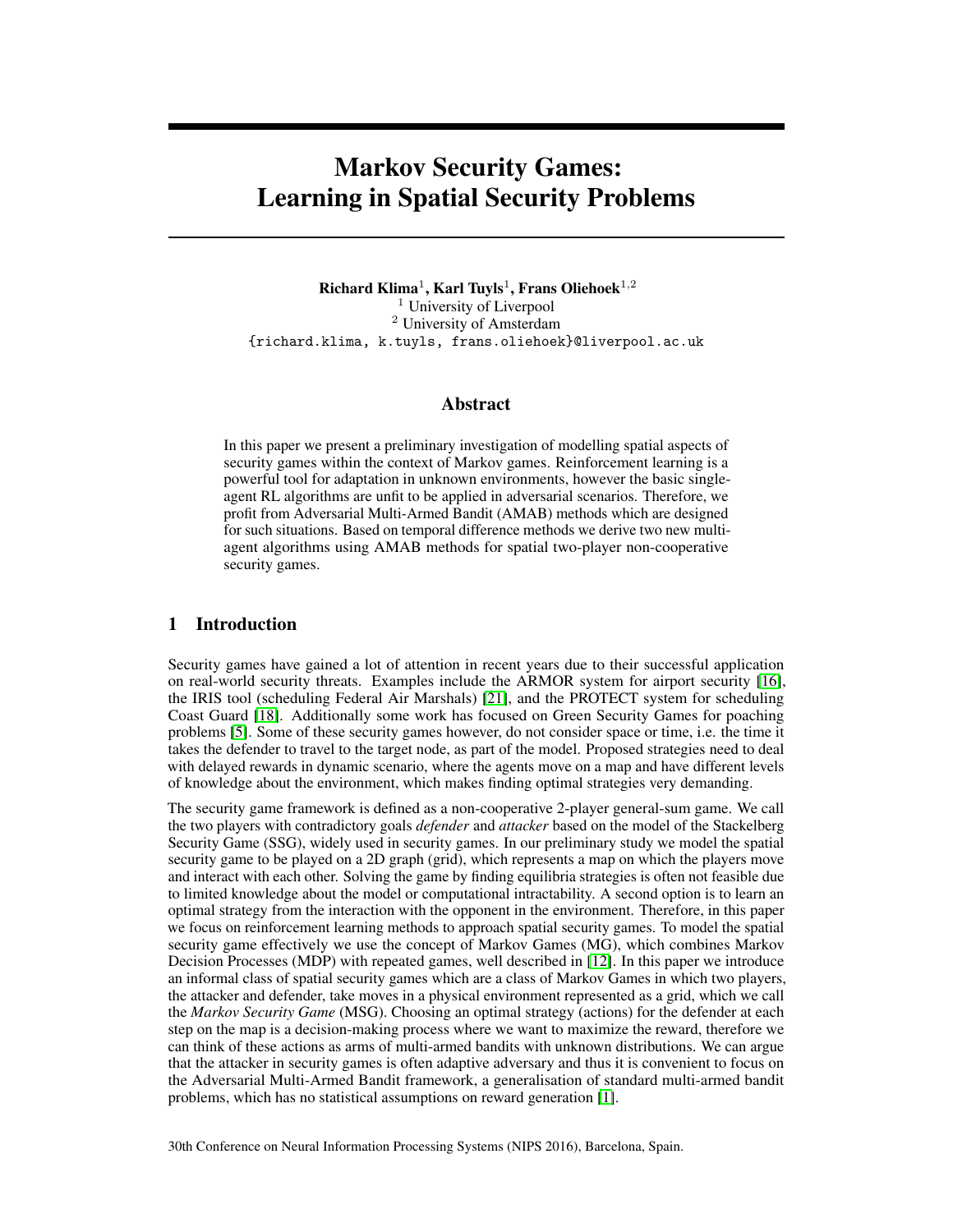# Markov Security Games: Learning in Spatial Security Problems

**Richard Klima**[1], **Karl Tuyls**[1], **Frans Oliehoek**[1,2]

[1] University of Liverpool

[2] University of Amsterdam

{richard.klima, k.tuyls, frans.oliehoek}@liverpool.ac.uk

## Abstract

In this paper we present a preliminary investigation of modelling spatial aspects of security games within the context of Markov games. Reinforcement learning is a powerful tool for adaptation in unknown environments, however the basic single-agent RL algorithms are unfit to be applied in adversarial scenarios. Therefore, we profit from Adversarial Multi-Armed Bandit (AMAB) methods which are designed for such situations. Based on temporal difference methods we derive two new multi-agent algorithms using AMAB methods for spatial two-player non-cooperative security games.

## 1 Introduction

Security games have gained a lot of attention in recent years due to their successful application on real-world security threats. Examples include the ARMOR system for airport security [16], the IRIS tool (scheduling Federal Air Marshals) [21], and the PROTECT system for scheduling Coast Guard [18]. Additionally some work has focused on Green Security Games for poaching problems [5]. Some of these security games however, do not consider space or time, i.e. the time it takes the defender to travel to the target node, as part of the model. Proposed strategies need to deal with delayed rewards in dynamic scenario, where the agents move on a map and have different levels of knowledge about the environment, which makes finding optimal strategies very demanding.

The security game framework is defined as a non-cooperative 2-player general-sum game. We call the two players with contradictory goals *defender* and *attacker* based on the model of the Stackelberg Security Game (SSG), widely used in security games. In our preliminary study we model the spatial security game to be played on a 2D graph (grid), which represents a map on which the players move and interact with each other. Solving the game by finding equilibria strategies is often not feasible due to limited knowledge about the model or computational intractability. A second option is to learn an optimal strategy from the interaction with the opponent in the environment. Therefore, in this paper we focus on reinforcement learning methods to approach spatial security games. To model the spatial security game effectively we use the concept of Markov Games (MG), which combines Markov Decision Processes (MDP) with repeated games, well described in [12]. In this paper we introduce an informal class of spatial security games which are a class of Markov Games in which two players, the attacker and defender, take moves in a physical environment represented as a grid, which we call the *Markov Security Game* (MSG). Choosing an optimal strategy (actions) for the defender at each step on the map is a decision-making process where we want to maximize the reward, therefore we can think of these actions as arms of multi-armed bandits with unknown distributions. We can argue that the attacker in security games is often adaptive adversary and thus it is convenient to focus on the Adversarial Multi-Armed Bandit framework, a generalisation of standard multi-armed bandit problems, which has no statistical assumptions on reward generation [1].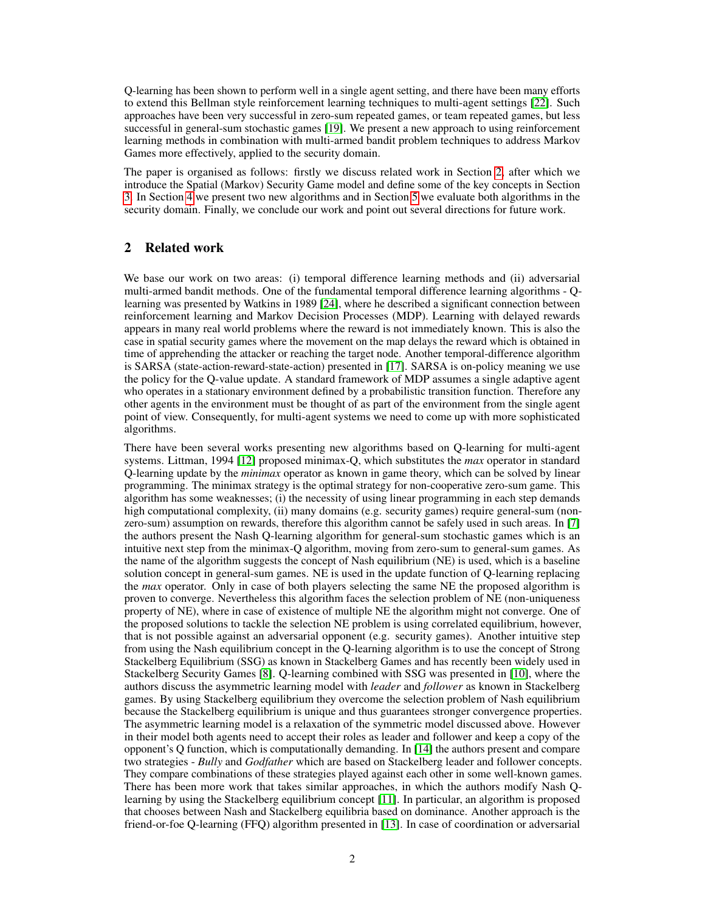Q-learning has been shown to perform well in a single agent setting, and there have been many efforts to extend this Bellman style reinforcement learning techniques to multi-agent settings [22]. Such approaches have been very successful in zero-sum repeated games, or team repeated games, but less successful in general-sum stochastic games [19]. We present a new approach to using reinforcement learning methods in combination with multi-armed bandit problem techniques to address Markov Games more effectively, applied to the security domain.

The paper is organised as follows: firstly we discuss related work in Section 2, after which we introduce the Spatial (Markov) Security Game model and define some of the key concepts in Section 3. In Section 4 we present two new algorithms and in Section 5 we evaluate both algorithms in the security domain. Finally, we conclude our work and point out several directions for future work.

## 2 Related work

We base our work on two areas: (i) temporal difference learning methods and (ii) adversarial multi-armed bandit methods. One of the fundamental temporal difference learning algorithms - Q-learning was presented by Watkins in 1989 [24], where he described a significant connection between reinforcement learning and Markov Decision Processes (MDP). Learning with delayed rewards appears in many real world problems where the reward is not immediately known. This is also the case in spatial security games where the movement on the map delays the reward which is obtained in time of apprehending the attacker or reaching the target node. Another temporal-difference algorithm is SARSA (state-action-reward-state-action) presented in [17]. SARSA is on-policy meaning we use the policy for the Q-value update. A standard framework of MDP assumes a single adaptive agent who operates in a stationary environment defined by a probabilistic transition function. Therefore any other agents in the environment must be thought of as part of the environment from the single agent point of view. Consequently, for multi-agent systems we need to come up with more sophisticated algorithms.

There have been several works presenting new algorithms based on Q-learning for multi-agent systems. Littman, 1994 [12] proposed minimax-Q, which substitutes the *max* operator in standard Q-learning update by the *minimax* operator as known in game theory, which can be solved by linear programming. The minimax strategy is the optimal strategy for non-cooperative zero-sum game. This algorithm has some weaknesses; (i) the necessity of using linear programming in each step demands high computational complexity, (ii) many domains (e.g. security games) require general-sum (non-zero-sum) assumption on rewards, therefore this algorithm cannot be safely used in such areas. In [7] the authors present the Nash Q-learning algorithm for general-sum stochastic games which is an intuitive next step from the minimax-Q algorithm, moving from zero-sum to general-sum games. As the name of the algorithm suggests the concept of Nash equilibrium (NE) is used, which is a baseline solution concept in general-sum games. NE is used in the update function of Q-learning replacing the *max* operator. Only in case of both players selecting the same NE the proposed algorithm is proven to converge. Nevertheless this algorithm faces the selection problem of NE (non-uniqueness property of NE), where in case of existence of multiple NE the algorithm might not converge. One of the proposed solutions to tackle the selection NE problem is using correlated equilibrium, however, that is not possible against an adversarial opponent (e.g. security games). Another intuitive step from using the Nash equilibrium concept in the Q-learning algorithm is to use the concept of Strong Stackelberg Equilibrium (SSG) as known in Stackelberg Games and has recently been widely used in Stackelberg Security Games [8]. Q-learning combined with SSG was presented in [10], where the authors discuss the asymmetric learning model with *leader* and *follower* as known in Stackelberg games. By using Stackelberg equilibrium they overcome the selection problem of Nash equilibrium because the Stackelberg equilibrium is unique and thus guarantees stronger convergence properties. The asymmetric learning model is a relaxation of the symmetric model discussed above. However in their model both agents need to accept their roles as leader and follower and keep a copy of the opponent's Q function, which is computationally demanding. In [14] the authors present and compare two strategies - *Bully* and *Godfather* which are based on Stackelberg leader and follower concepts. They compare combinations of these strategies played against each other in some well-known games. There has been more work that takes similar approaches, in which the authors modify Nash Q-learning by using the Stackelberg equilibrium concept [11]. In particular, an algorithm is proposed that chooses between Nash and Stackelberg equilibria based on dominance. Another approach is the friend-or-foe Q-learning (FFQ) algorithm presented in [13]. In case of coordination or adversarial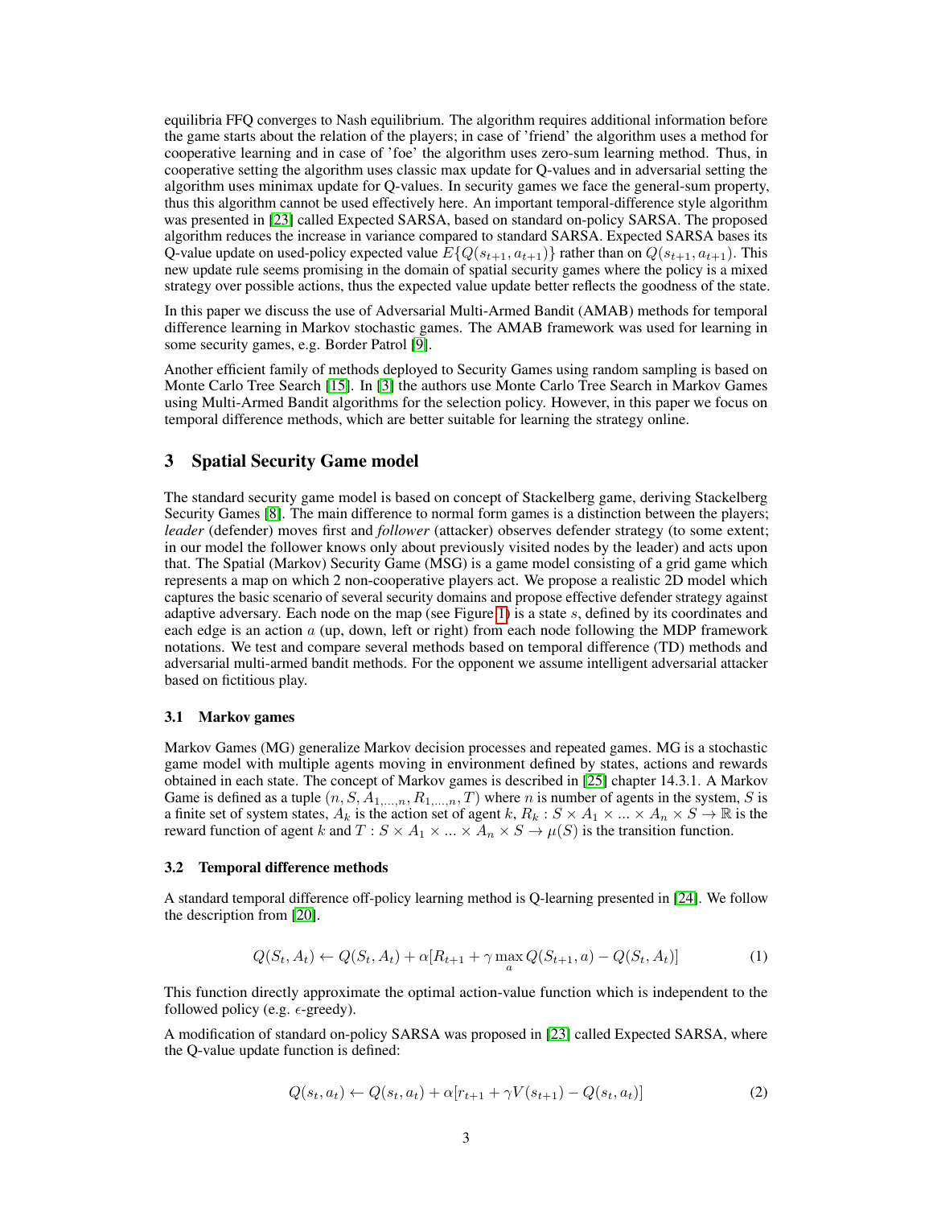equilibria FFQ converges to Nash equilibrium. The algorithm requires additional information before the game starts about the relation of the players; in case of 'friend' the algorithm uses a method for cooperative learning and in case of 'foe' the algorithm uses zero-sum learning method. Thus, in cooperative setting the algorithm uses classic max update for Q-values and in adversarial setting the algorithm uses minimax update for Q-values. In security games we face the general-sum property, thus this algorithm cannot be used effectively here. An important temporal-difference style algorithm was presented in [23] called Expected SARSA, based on standard on-policy SARSA. The proposed algorithm reduces the increase in variance compared to standard SARSA. Expected SARSA bases its Q-value update on used-policy expected value $E\{Q(s_{t+1}, a_{t+1})\}$ rather than on $Q(s_{t+1}, a_{t+1})$. This new update rule seems promising in the domain of spatial security games where the policy is a mixed strategy over possible actions, thus the expected value update better reflects the goodness of the state.

In this paper we discuss the use of Adversarial Multi-Armed Bandit (AMAB) methods for temporal difference learning in Markov stochastic games. The AMAB framework was used for learning in some security games, e.g. Border Patrol [9].

Another efficient family of methods deployed to Security Games using random sampling is based on Monte Carlo Tree Search [15]. In [3] the authors use Monte Carlo Tree Search in Markov Games using Multi-Armed Bandit algorithms for the selection policy. However, in this paper we focus on temporal difference methods, which are better suitable for learning the strategy online.

## 3 Spatial Security Game model

The standard security game model is based on concept of Stackelberg game, deriving Stackelberg Security Games [8]. The main difference to normal form games is a distinction between the players; *leader* (defender) moves first and *follower* (attacker) observes defender strategy (to some extent; in our model the follower knows only about previously visited nodes by the leader) and acts upon that. The Spatial (Markov) Security Game (MSG) is a game model consisting of a grid game which represents a map on which 2 non-cooperative players act. We propose a realistic 2D model which captures the basic scenario of several security domains and propose effective defender strategy against adaptive adversary. Each node on the map (see Figure 1) is a state $s$, defined by its coordinates and each edge is an action $a$ (up, down, left or right) from each node following the MDP framework notations. We test and compare several methods based on temporal difference (TD) methods and adversarial multi-armed bandit methods. For the opponent we assume intelligent adversarial attacker based on fictitious play.

### 3.1 Markov games

Markov Games (MG) generalize Markov decision processes and repeated games. MG is a stochastic game model with multiple agents moving in environment defined by states, actions and rewards obtained in each state. The concept of Markov games is described in [25] chapter 14.3.1. A Markov Game is defined as a tuple $(n, S, A_{1,\ldots,n}, R_{1,\ldots,n}, T)$ where $n$ is number of agents in the system, $S$ is a finite set of system states, $A_k$ is the action set of agent $k$, $R_k : S \times A_1 \times \ldots \times A_n \times S \to \mathbb{R}$ is the reward function of agent $k$ and $T : S \times A_1 \times \ldots \times A_n \times S \to \mu(S)$ is the transition function.

### 3.2 Temporal difference methods

A standard temporal difference off-policy learning method is Q-learning presented in [24]. We follow the description from [20].

$$Q(S_t, A_t) \leftarrow Q(S_t, A_t) + \alpha[R_{t+1} + \gamma \max_a Q(S_{t+1}, a) - Q(S_t, A_t)] \tag{1}$$

This function directly approximate the optimal action-value function which is independent to the followed policy (e.g. $\epsilon$-greedy).

A modification of standard on-policy SARSA was proposed in [23] called Expected SARSA, where the Q-value update function is defined:

$$Q(s_t, a_t) \leftarrow Q(s_t, a_t) + \alpha[r_{t+1} + \gamma V(s_{t+1}) - Q(s_t, a_t)] \tag{2}$$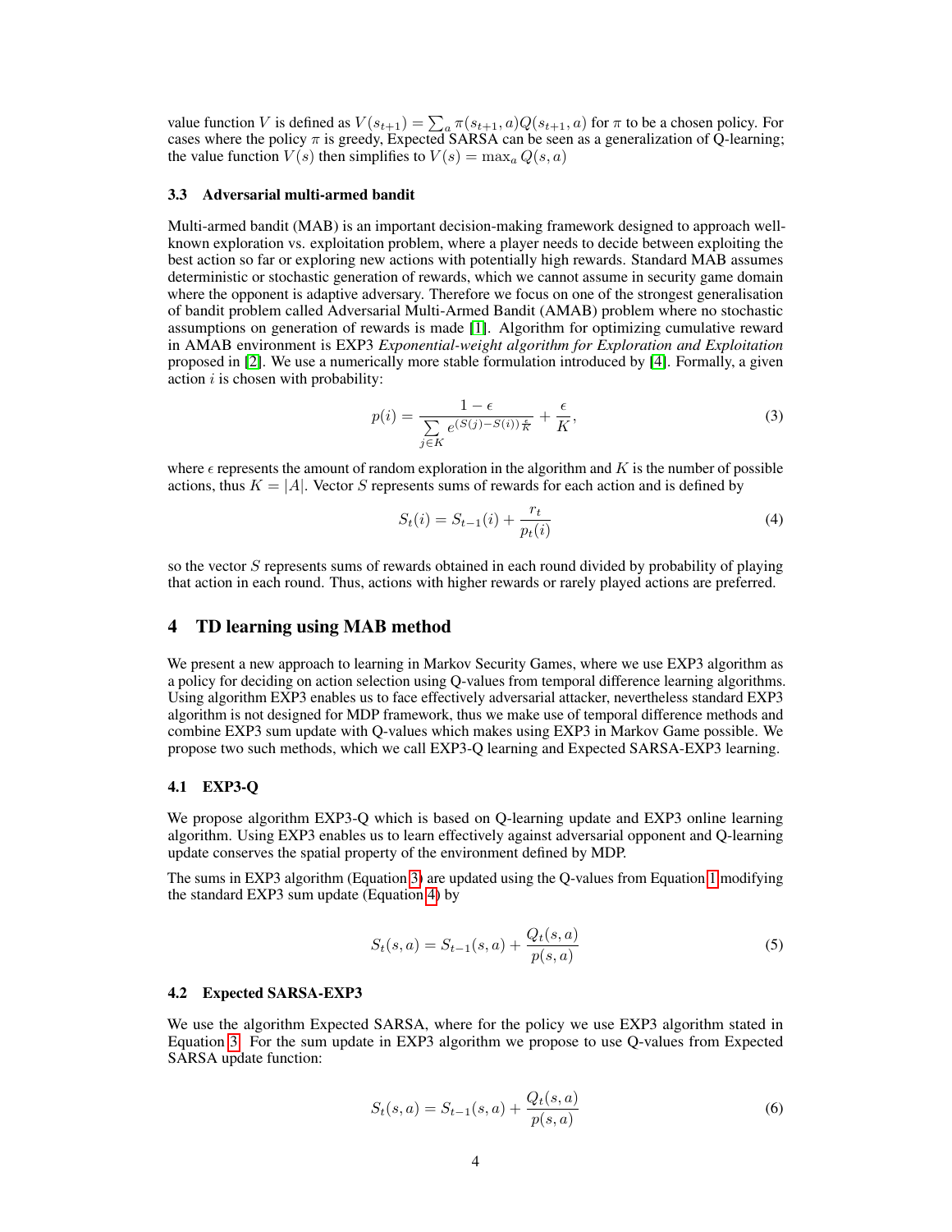value function $V$ is defined as $V(s_{t+1}) = \sum_a \pi(s_{t+1}, a)Q(s_{t+1}, a)$ for $\pi$ to be a chosen policy. For cases where the policy $\pi$ is greedy, Expected SARSA can be seen as a generalization of Q-learning; the value function $V(s)$ then simplifies to $V(s) = \max_a Q(s, a)$

### 3.3 Adversarial multi-armed bandit

Multi-armed bandit (MAB) is an important decision-making framework designed to approach well-known exploration vs. exploitation problem, where a player needs to decide between exploiting the best action so far or exploring new actions with potentially high rewards. Standard MAB assumes deterministic or stochastic generation of rewards, which we cannot assume in security game domain where the opponent is adaptive adversary. Therefore we focus on one of the strongest generalisation of bandit problem called Adversarial Multi-Armed Bandit (AMAB) problem where no stochastic assumptions on generation of rewards is made [1]. Algorithm for optimizing cumulative reward in AMAB environment is EXP3 *Exponential-weight algorithm for Exploration and Exploitation* proposed in [2]. We use a numerically more stable formulation introduced by [4]. Formally, a given action $i$ is chosen with probability:

$$p(i) = \frac{1-\epsilon}{\sum\limits_{j \in K} e^{(S(j)-S(i))\frac{\epsilon}{K}}} + \frac{\epsilon}{K}, \tag{3}$$

where $\epsilon$ represents the amount of random exploration in the algorithm and $K$ is the number of possible actions, thus $K = |A|$. Vector $S$ represents sums of rewards for each action and is defined by

$$S_t(i) = S_{t-1}(i) + \frac{r_t}{p_t(i)} \tag{4}$$

so the vector $S$ represents sums of rewards obtained in each round divided by probability of playing that action in each round. Thus, actions with higher rewards or rarely played actions are preferred.

## 4 TD learning using MAB method

We present a new approach to learning in Markov Security Games, where we use EXP3 algorithm as a policy for deciding on action selection using Q-values from temporal difference learning algorithms. Using algorithm EXP3 enables us to face effectively adversarial attacker, nevertheless standard EXP3 algorithm is not designed for MDP framework, thus we make use of temporal difference methods and combine EXP3 sum update with Q-values which makes using EXP3 in Markov Game possible. We propose two such methods, which we call EXP3-Q learning and Expected SARSA-EXP3 learning.

### 4.1 EXP3-Q

We propose algorithm EXP3-Q which is based on Q-learning update and EXP3 online learning algorithm. Using EXP3 enables us to learn effectively against adversarial opponent and Q-learning update conserves the spatial property of the environment defined by MDP.

The sums in EXP3 algorithm (Equation 3) are updated using the Q-values from Equation 1 modifying the standard EXP3 sum update (Equation 4) by

$$S_t(s, a) = S_{t-1}(s, a) + \frac{Q_t(s, a)}{p(s, a)} \tag{5}$$

### 4.2 Expected SARSA-EXP3

We use the algorithm Expected SARSA, where for the policy we use EXP3 algorithm stated in Equation 3. For the sum update in EXP3 algorithm we propose to use Q-values from Expected SARSA update function:

$$S_t(s, a) = S_{t-1}(s, a) + \frac{Q_t(s, a)}{p(s, a)} \tag{6}$$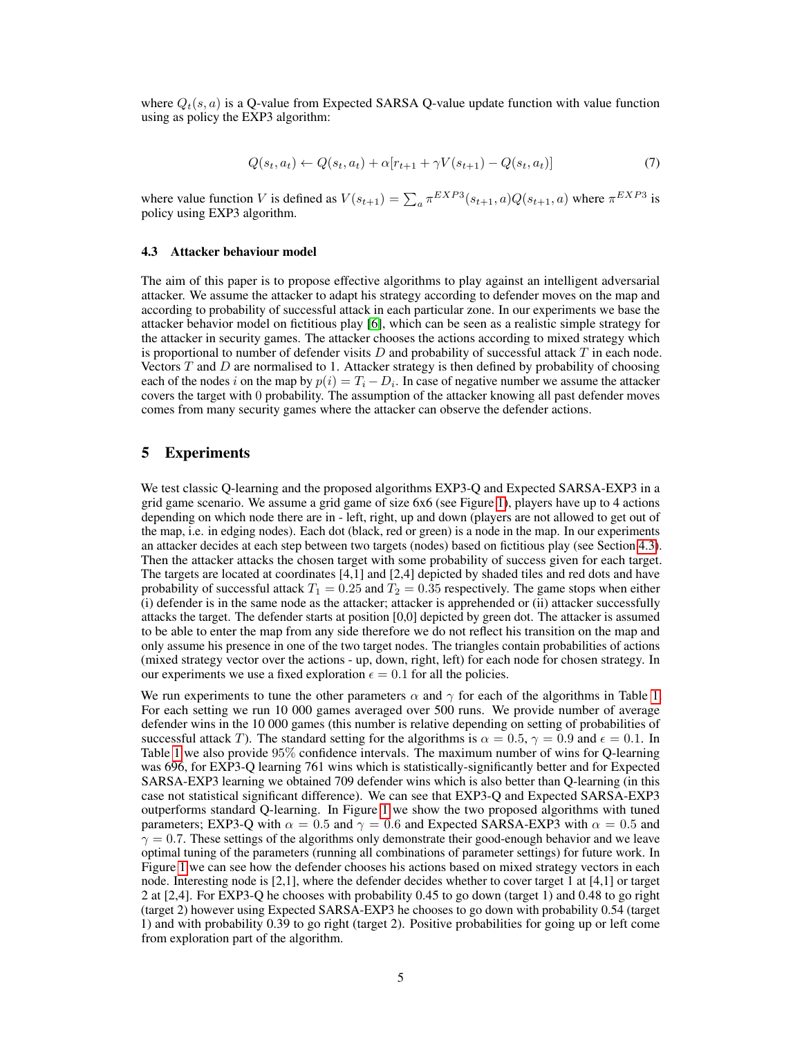where $Q_t(s, a)$ is a Q-value from Expected SARSA Q-value update function with value function using as policy the EXP3 algorithm:

$$Q(s_t, a_t) \leftarrow Q(s_t, a_t) + \alpha[r_{t+1} + \gamma V(s_{t+1}) - Q(s_t, a_t)] \tag{7}$$

where value function $V$ is defined as $V(s_{t+1}) = \sum_a \pi^{EXP3}(s_{t+1}, a)Q(s_{t+1}, a)$ where $\pi^{EXP3}$ is policy using EXP3 algorithm.

### 4.3 Attacker behaviour model

The aim of this paper is to propose effective algorithms to play against an intelligent adversarial attacker. We assume the attacker to adapt his strategy according to defender moves on the map and according to probability of successful attack in each particular zone. In our experiments we base the attacker behavior model on fictitious play [6], which can be seen as a realistic simple strategy for the attacker in security games. The attacker chooses the actions according to mixed strategy which is proportional to number of defender visits $D$ and probability of successful attack $T$ in each node. Vectors $T$ and $D$ are normalised to 1. Attacker strategy is then defined by probability of choosing each of the nodes $i$ on the map by $p(i) = T_i - D_i$. In case of negative number we assume the attacker covers the target with 0 probability. The assumption of the attacker knowing all past defender moves comes from many security games where the attacker can observe the defender actions.

## 5 Experiments

We test classic Q-learning and the proposed algorithms EXP3-Q and Expected SARSA-EXP3 in a grid game scenario. We assume a grid game of size 6x6 (see Figure 1), players have up to 4 actions depending on which node there are in - left, right, up and down (players are not allowed to get out of the map, i.e. in edging nodes). Each dot (black, red or green) is a node in the map. In our experiments an attacker decides at each step between two targets (nodes) based on fictitious play (see Section 4.3). Then the attacker attacks the chosen target with some probability of success given for each target. The targets are located at coordinates [4,1] and [2,4] depicted by shaded tiles and red dots and have probability of successful attack $T_1 = 0.25$ and $T_2 = 0.35$ respectively. The game stops when either (i) defender is in the same node as the attacker; attacker is apprehended or (ii) attacker successfully attacks the target. The defender starts at position [0,0] depicted by green dot. The attacker is assumed to be able to enter the map from any side therefore we do not reflect his transition on the map and only assume his presence in one of the two target nodes. The triangles contain probabilities of actions (mixed strategy vector over the actions - up, down, right, left) for each node for chosen strategy. In our experiments we use a fixed exploration $\epsilon = 0.1$ for all the policies.

We run experiments to tune the other parameters $\alpha$ and $\gamma$ for each of the algorithms in Table 1. For each setting we run 10 000 games averaged over 500 runs. We provide number of average defender wins in the 10 000 games (this number is relative depending on setting of probabilities of successful attack $T$). The standard setting for the algorithms is $\alpha = 0.5$, $\gamma = 0.9$ and $\epsilon = 0.1$. In Table 1 we also provide 95% confidence intervals. The maximum number of wins for Q-learning was 696, for EXP3-Q learning 761 wins which is statistically-significantly better and for Expected SARSA-EXP3 learning we obtained 709 defender wins which is also better than Q-learning (in this case not statistical significant difference). We can see that EXP3-Q and Expected SARSA-EXP3 outperforms standard Q-learning. In Figure 1 we show the two proposed algorithms with tuned parameters; EXP3-Q with $\alpha = 0.5$ and $\gamma = 0.6$ and Expected SARSA-EXP3 with $\alpha = 0.5$ and $\gamma = 0.7$. These settings of the algorithms only demonstrate their good-enough behavior and we leave optimal tuning of the parameters (running all combinations of parameter settings) for future work. In Figure 1 we can see how the defender chooses his actions based on mixed strategy vectors in each node. Interesting node is [2,1], where the defender decides whether to cover target 1 at [4,1] or target 2 at [2,4]. For EXP3-Q he chooses with probability 0.45 to go down (target 1) and 0.48 to go right (target 2) however using Expected SARSA-EXP3 he chooses to go down with probability 0.54 (target 1) and with probability 0.39 to go right (target 2). Positive probabilities for going up or left come from exploration part of the algorithm.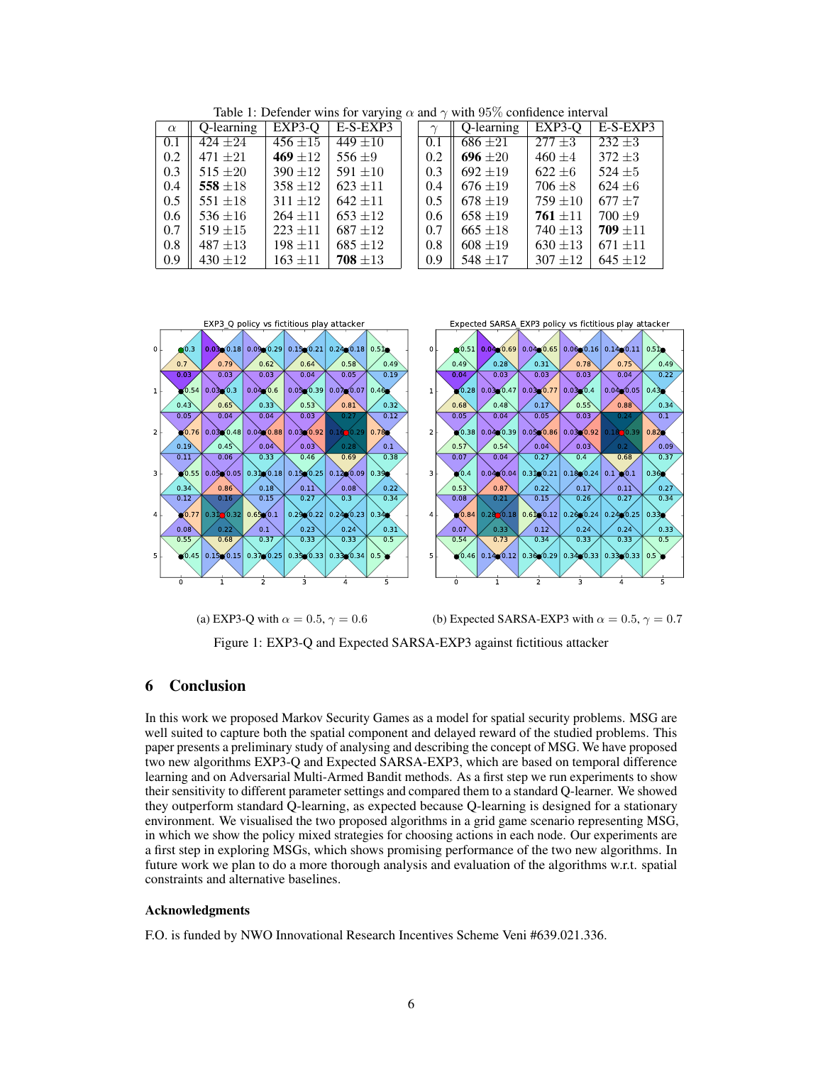Table 1: Defender wins for varying $\alpha$ and $\gamma$ with 95% confidence interval

| $\alpha$ | Q-learning | EXP3-Q | E-S-EXP3 |
|---|---|---|---|
| 0.1 | 424 ±24 | 456 ±15 | 449 ±10 |
| 0.2 | 471 ±21 | **469** ±12 | 556 ±9 |
| 0.3 | 515 ±20 | 390 ±12 | 591 ±10 |
| 0.4 | **558** ±18 | 358 ±12 | 623 ±11 |
| 0.5 | 551 ±18 | 311 ±12 | 642 ±11 |
| 0.6 | 536 ±16 | 264 ±11 | 653 ±12 |
| 0.7 | 519 ±15 | 223 ±11 | 687 ±12 |
| 0.8 | 487 ±13 | 198 ±11 | 685 ±12 |
| 0.9 | 430 ±12 | 163 ±11 | **708** ±13 |

| $\gamma$ | Q-learning | EXP3-Q | E-S-EXP3 |
|---|---|---|---|
| 0.1 | 686 ±21 | 277 ±3 | 232 ±3 |
| 0.2 | **696** ±20 | 460 ±4 | 372 ±3 |
| 0.3 | 692 ±19 | 622 ±6 | 524 ±5 |
| 0.4 | 676 ±19 | 706 ±8 | 624 ±6 |
| 0.5 | 678 ±19 | 759 ±10 | 677 ±7 |
| 0.6 | 658 ±19 | **761** ±11 | 700 ±9 |
| 0.7 | 665 ±18 | 740 ±13 | **709** ±11 |
| 0.8 | 608 ±19 | 630 ±13 | 671 ±11 |
| 0.9 | 548 ±17 | 307 ±12 | 645 ±12 |

(a) EXP3-Q with $\alpha = 0.5$, $\gamma = 0.6$

(b) Expected SARSA-EXP3 with $\alpha = 0.5$, $\gamma = 0.7$

Figure 1: EXP3-Q and Expected SARSA-EXP3 against fictitious attacker

## 6 Conclusion

In this work we proposed Markov Security Games as a model for spatial security problems. MSG are well suited to capture both the spatial component and delayed reward of the studied problems. This paper presents a preliminary study of analysing and describing the concept of MSG. We have proposed two new algorithms EXP3-Q and Expected SARSA-EXP3, which are based on temporal difference learning and on Adversarial Multi-Armed Bandit methods. As a first step we run experiments to show their sensitivity to different parameter settings and compared them to a standard Q-learner. We showed they outperform standard Q-learning, as expected because Q-learning is designed for a stationary environment. We visualised the two proposed algorithms in a grid game scenario representing MSG, in which we show the policy mixed strategies for choosing actions in each node. Our experiments are a first step in exploring MSGs, which shows promising performance of the two new algorithms. In future work we plan to do a more thorough analysis and evaluation of the algorithms w.r.t. spatial constraints and alternative baselines.

### Acknowledgments

F.O. is funded by NWO Innovational Research Incentives Scheme Veni #639.021.336.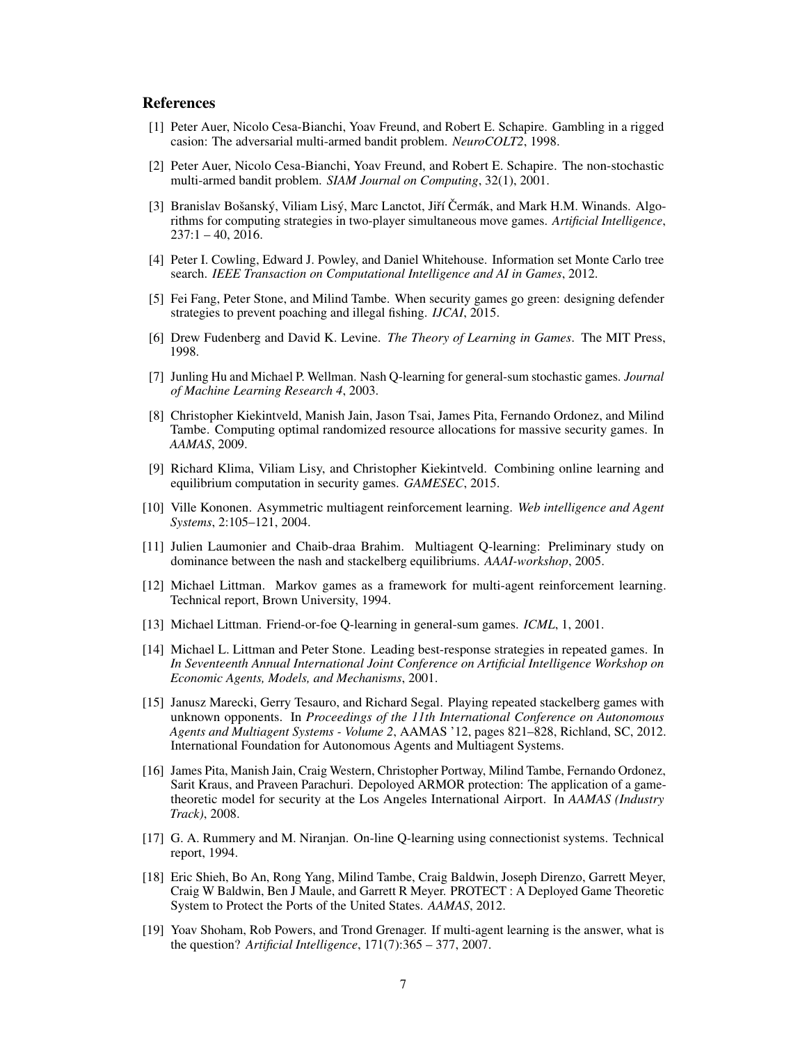## References

[1] Peter Auer, Nicolo Cesa-Bianchi, Yoav Freund, and Robert E. Schapire. Gambling in a rigged casion: The adversarial multi-armed bandit problem. *NeuroCOLT2*, 1998.

[2] Peter Auer, Nicolo Cesa-Bianchi, Yoav Freund, and Robert E. Schapire. The non-stochastic multi-armed bandit problem. *SIAM Journal on Computing*, 32(1), 2001.

[3] Branislav Bošanský, Viliam Lisý, Marc Lanctot, Jiří Čermák, and Mark H.M. Winands. Algorithms for computing strategies in two-player simultaneous move games. *Artificial Intelligence*, 237:1 – 40, 2016.

[4] Peter I. Cowling, Edward J. Powley, and Daniel Whitehouse. Information set Monte Carlo tree search. *IEEE Transaction on Computational Intelligence and AI in Games*, 2012.

[5] Fei Fang, Peter Stone, and Milind Tambe. When security games go green: designing defender strategies to prevent poaching and illegal fishing. *IJCAI*, 2015.

[6] Drew Fudenberg and David K. Levine. *The Theory of Learning in Games*. The MIT Press, 1998.

[7] Junling Hu and Michael P. Wellman. Nash Q-learning for general-sum stochastic games. *Journal of Machine Learning Research 4*, 2003.

[8] Christopher Kiekintveld, Manish Jain, Jason Tsai, James Pita, Fernando Ordonez, and Milind Tambe. Computing optimal randomized resource allocations for massive security games. In *AAMAS*, 2009.

[9] Richard Klima, Viliam Lisy, and Christopher Kiekintveld. Combining online learning and equilibrium computation in security games. *GAMESEC*, 2015.

[10] Ville Kononen. Asymmetric multiagent reinforcement learning. *Web intelligence and Agent Systems*, 2:105–121, 2004.

[11] Julien Laumonier and Chaib-draa Brahim. Multiagent Q-learning: Preliminary study on dominance between the nash and stackelberg equilibriums. *AAAI-workshop*, 2005.

[12] Michael Littman. Markov games as a framework for multi-agent reinforcement learning. Technical report, Brown University, 1994.

[13] Michael Littman. Friend-or-foe Q-learning in general-sum games. *ICML*, 1, 2001.

[14] Michael L. Littman and Peter Stone. Leading best-response strategies in repeated games. In *In Seventeenth Annual International Joint Conference on Artificial Intelligence Workshop on Economic Agents, Models, and Mechanisms*, 2001.

[15] Janusz Marecki, Gerry Tesauro, and Richard Segal. Playing repeated stackelberg games with unknown opponents. In *Proceedings of the 11th International Conference on Autonomous Agents and Multiagent Systems - Volume 2*, AAMAS '12, pages 821–828, Richland, SC, 2012. International Foundation for Autonomous Agents and Multiagent Systems.

[16] James Pita, Manish Jain, Craig Western, Christopher Portway, Milind Tambe, Fernando Ordonez, Sarit Kraus, and Praveen Parachuri. Depoloyed ARMOR protection: The application of a game-theoretic model for security at the Los Angeles International Airport. In *AAMAS (Industry Track)*, 2008.

[17] G. A. Rummery and M. Niranjan. On-line Q-learning using connectionist systems. Technical report, 1994.

[18] Eric Shieh, Bo An, Rong Yang, Milind Tambe, Craig Baldwin, Joseph Direnzo, Garrett Meyer, Craig W Baldwin, Ben J Maule, and Garrett R Meyer. PROTECT : A Deployed Game Theoretic System to Protect the Ports of the United States. *AAMAS*, 2012.

[19] Yoav Shoham, Rob Powers, and Trond Grenager. If multi-agent learning is the answer, what is the question? *Artificial Intelligence*, 171(7):365 – 377, 2007.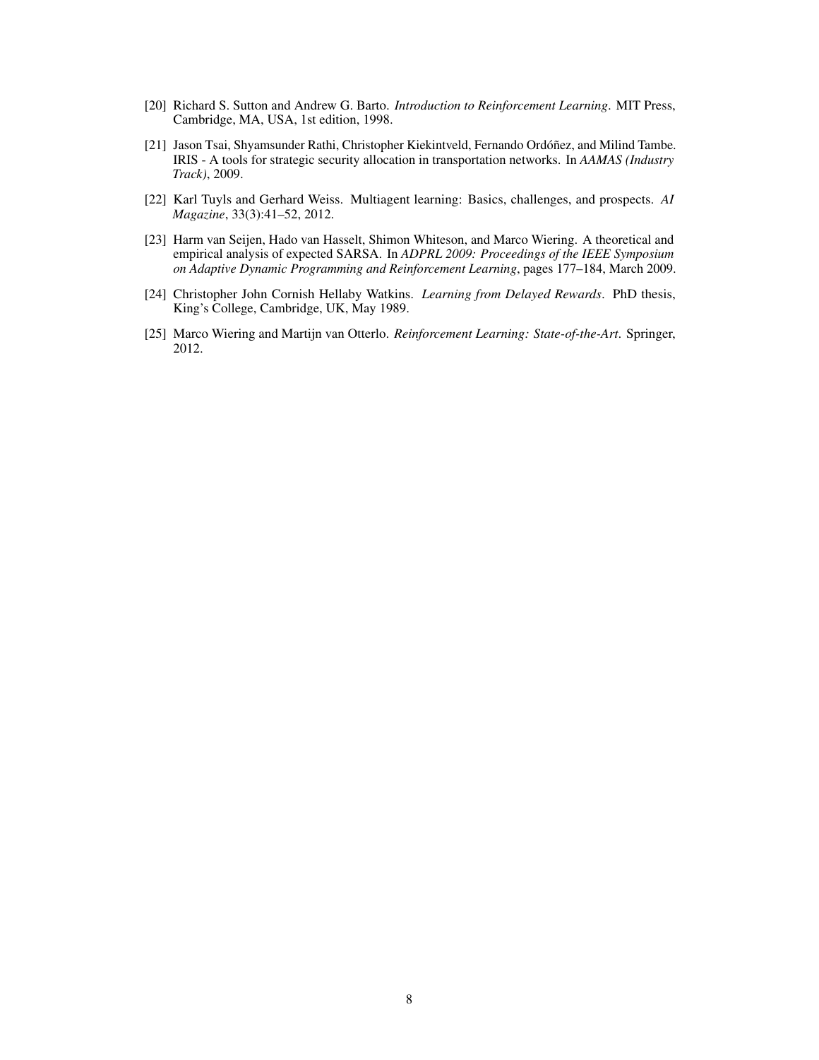[20] Richard S. Sutton and Andrew G. Barto. *Introduction to Reinforcement Learning*. MIT Press, Cambridge, MA, USA, 1st edition, 1998.

[21] Jason Tsai, Shyamsunder Rathi, Christopher Kiekintveld, Fernando Ordóñez, and Milind Tambe. IRIS - A tools for strategic security allocation in transportation networks. In *AAMAS (Industry Track)*, 2009.

[22] Karl Tuyls and Gerhard Weiss. Multiagent learning: Basics, challenges, and prospects. *AI Magazine*, 33(3):41–52, 2012.

[23] Harm van Seijen, Hado van Hasselt, Shimon Whiteson, and Marco Wiering. A theoretical and empirical analysis of expected SARSA. In *ADPRL 2009: Proceedings of the IEEE Symposium on Adaptive Dynamic Programming and Reinforcement Learning*, pages 177–184, March 2009.

[24] Christopher John Cornish Hellaby Watkins. *Learning from Delayed Rewards*. PhD thesis, King's College, Cambridge, UK, May 1989.

[25] Marco Wiering and Martijn van Otterlo. *Reinforcement Learning: State-of-the-Art*. Springer, 2012.